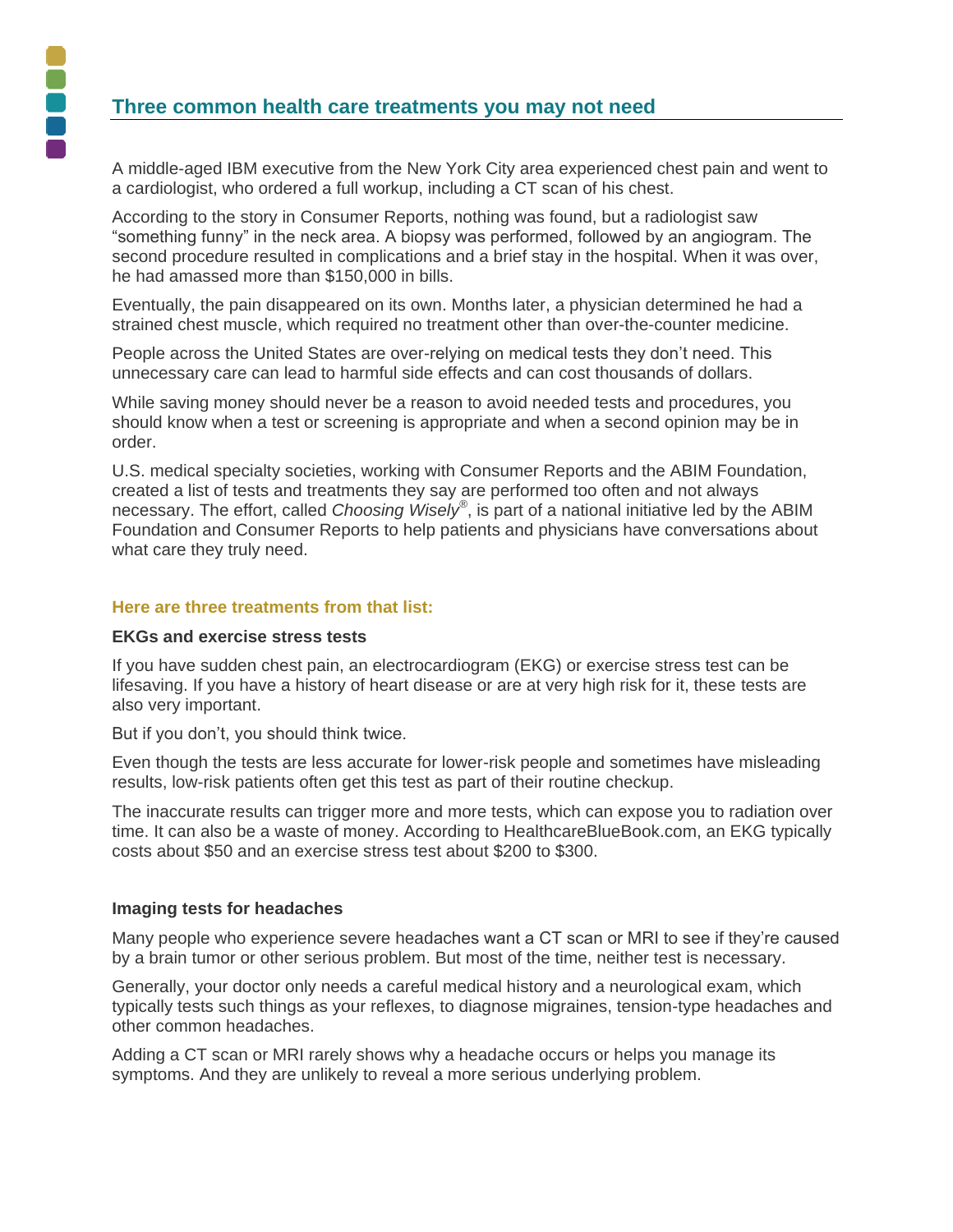# Three common health care treatments you may not need

A middle-aged IBM executive from the New York City area experienced chest pain and went to a cardiologist, who ordered a full workup, including a CT scan of his chest.

According to the story in Consumer Reports, nothing was found, but a radiologist saw "something funny" in the neck area. A biopsy was performed, followed by an angiogram. The second procedure resulted in complications and a brief stay in the hospital. When it was over, he had amassed more than $150,000 in bills.

Eventually, the pain disappeared on its own. Months later, a physician determined he had a strained chest muscle, which required no treatment other than over-the-counter medicine.

People across the United States are over-relying on medical tests they don't need. This unnecessary care can lead to harmful side effects and can cost thousands of dollars.

While saving money should never be a reason to avoid needed tests and procedures, you should know when a test or screening is appropriate and when a second opinion may be in order.

U.S. medical specialty societies, working with Consumer Reports and the ABIM Foundation, created a list of tests and treatments they say are performed too often and not always necessary. The effort, called *Choosing Wisely®*, is part of a national initiative led by the ABIM Foundation and Consumer Reports to help patients and physicians have conversations about what care they truly need.

## Here are three treatments from that list:

### EKGs and exercise stress tests

If you have sudden chest pain, an electrocardiogram (EKG) or exercise stress test can be lifesaving. If you have a history of heart disease or are at very high risk for it, these tests are also very important.

But if you don't, you should think twice.

Even though the tests are less accurate for lower-risk people and sometimes have misleading results, low-risk patients often get this test as part of their routine checkup.

The inaccurate results can trigger more and more tests, which can expose you to radiation over time. It can also be a waste of money. According to HealthcareBlueBook.com, an EKG typically costs about $50 and an exercise stress test about $200 to $300.

### Imaging tests for headaches

Many people who experience severe headaches want a CT scan or MRI to see if they're caused by a brain tumor or other serious problem. But most of the time, neither test is necessary.

Generally, your doctor only needs a careful medical history and a neurological exam, which typically tests such things as your reflexes, to diagnose migraines, tension-type headaches and other common headaches.

Adding a CT scan or MRI rarely shows why a headache occurs or helps you manage its symptoms. And they are unlikely to reveal a more serious underlying problem.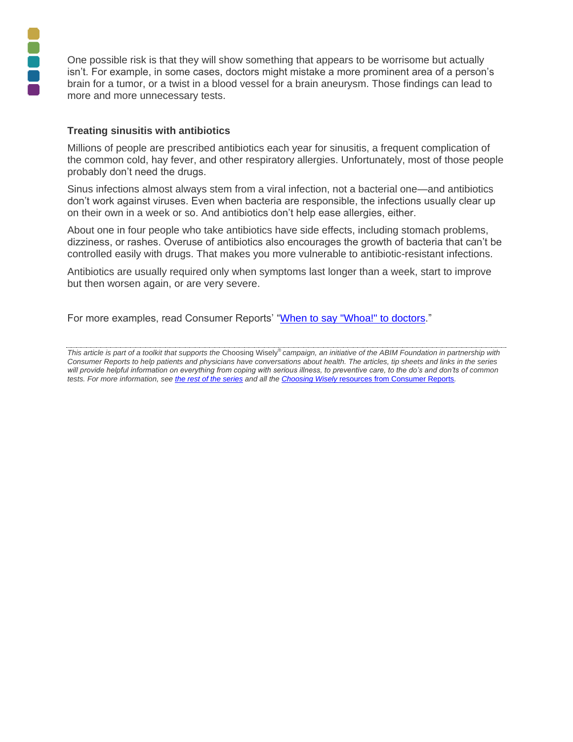One possible risk is that they will show something that appears to be worrisome but actually isn't. For example, in some cases, doctors might mistake a more prominent area of a person's brain for a tumor, or a twist in a blood vessel for a brain aneurysm. Those findings can lead to more and more unnecessary tests.

### Treating sinusitis with antibiotics

Millions of people are prescribed antibiotics each year for sinusitis, a frequent complication of the common cold, hay fever, and other respiratory allergies. Unfortunately, most of those people probably don't need the drugs.

Sinus infections almost always stem from a viral infection, not a bacterial one—and antibiotics don't work against viruses. Even when bacteria are responsible, the infections usually clear up on their own in a week or so. And antibiotics don't help ease allergies, either.

About one in four people who take antibiotics have side effects, including stomach problems, dizziness, or rashes. Overuse of antibiotics also encourages the growth of bacteria that can't be controlled easily with drugs. That makes you more vulnerable to antibiotic-resistant infections.

Antibiotics are usually required only when symptoms last longer than a week, start to improve but then worsen again, or are very severe.

For more examples, read Consumer Reports' "When to say "Whoa!" to doctors."

---

*This article is part of a toolkit that supports the* Choosing Wisely® *campaign, an initiative of the ABIM Foundation in partnership with Consumer Reports to help patients and physicians have conversations about health. The articles, tip sheets and links in the series will provide helpful information on everything from coping with serious illness, to preventive care, to the do's and don'ts of common tests. For more information, see the rest of the series and all the Choosing Wisely resources from Consumer Reports.*